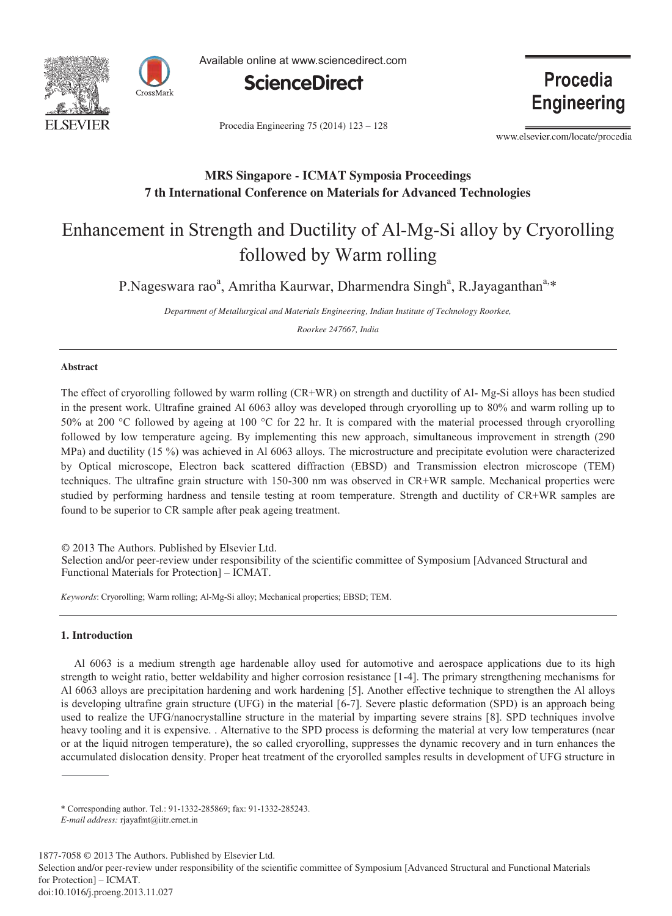MRS Singapore - ICMAT Symposia Proceedings
7 th International Conference on Materials for Advanced Technologies

# Enhancement in Strength and Ductility of Al-Mg-Si alloy by Cryorolling followed by Warm rolling

P.Nageswara rao[a], Amritha Kaurwar, Dharmendra Singh[a], R.Jayaganthan[a,*]

*Department of Metallurgical and Materials Engineering, Indian Institute of Technology Roorkee, Roorkee 247667, India*

---

**Abstract**

The effect of cryorolling followed by warm rolling (CR+WR) on strength and ductility of Al- Mg-Si alloys has been studied in the present work. Ultrafine grained Al 6063 alloy was developed through cryorolling up to 80% and warm rolling up to 50% at 200 °C followed by ageing at 100 °C for 22 hr. It is compared with the material processed through cryorolling followed by low temperature ageing. By implementing this new approach, simultaneous improvement in strength (290 MPa) and ductility (15 %) was achieved in Al 6063 alloys. The microstructure and precipitate evolution were characterized by Optical microscope, Electron back scattered diffraction (EBSD) and Transmission electron microscope (TEM) techniques. The ultrafine grain structure with 150-300 nm was observed in CR+WR sample. Mechanical properties were studied by performing hardness and tensile testing at room temperature. Strength and ductility of CR+WR samples are found to be superior to CR sample after peak ageing treatment.

© 2013 The Authors. Published by Elsevier Ltd.
Selection and/or peer-review under responsibility of the scientific committee of Symposium [Advanced Structural and Functional Materials for Protection] – ICMAT.

*Keywords*: Cryorolling; Warm rolling; Al-Mg-Si alloy; Mechanical properties; EBSD; TEM.

---

## 1. Introduction

Al 6063 is a medium strength age hardenable alloy used for automotive and aerospace applications due to its high strength to weight ratio, better weldability and higher corrosion resistance [1-4]. The primary strengthening mechanisms for Al 6063 alloys are precipitation hardening and work hardening [5]. Another effective technique to strengthen the Al alloys is developing ultrafine grain structure (UFG) in the material [6-7]. Severe plastic deformation (SPD) is an approach being used to realize the UFG/nanocrystalline structure in the material by imparting severe strains [8]. SPD techniques involve heavy tooling and it is expensive. . Alternative to the SPD process is deforming the material at very low temperatures (near or at the liquid nitrogen temperature), the so called cryorolling, suppresses the dynamic recovery and in turn enhances the accumulated dislocation density. Proper heat treatment of the cryorolled samples results in development of UFG structure in

---

* Corresponding author. Tel.: 91-1332-285869; fax: 91-1332-285243.
*E-mail address:* rjayafmt@iitr.ernet.in

1877-7058 © 2013 The Authors. Published by Elsevier Ltd.
Selection and/or peer-review under responsibility of the scientific committee of Symposium [Advanced Structural and Functional Materials for Protection] – ICMAT.
doi:10.1016/j.proeng.2013.11.027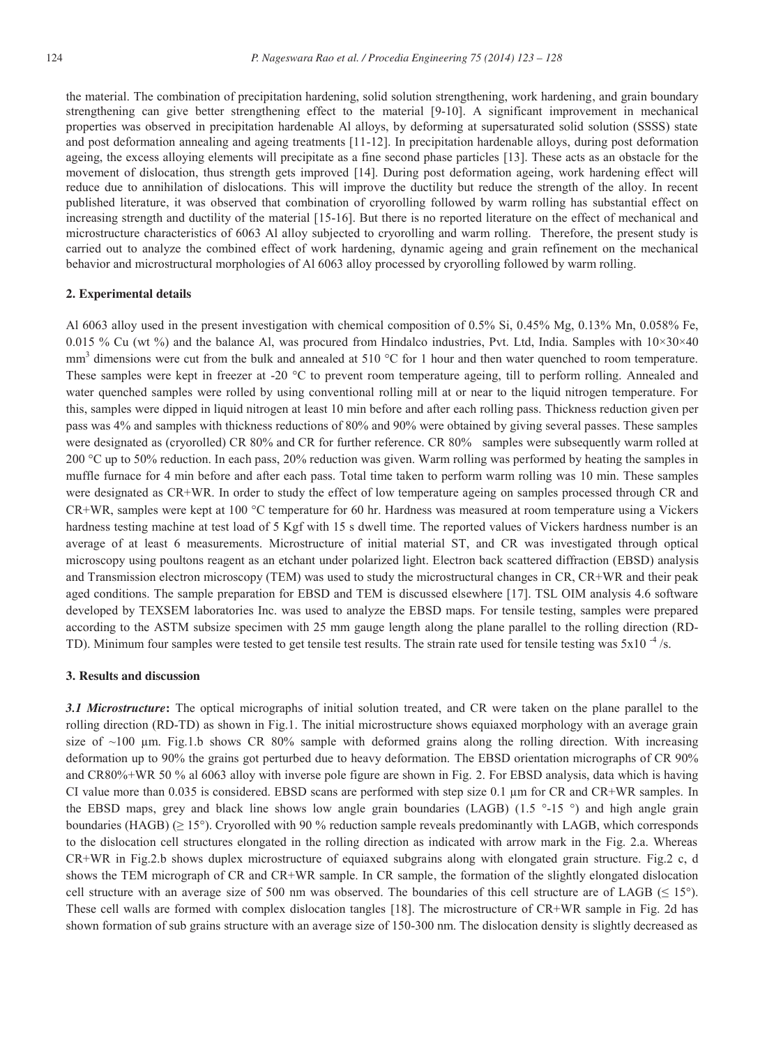the material. The combination of precipitation hardening, solid solution strengthening, work hardening, and grain boundary strengthening can give better strengthening effect to the material [9-10]. A significant improvement in mechanical properties was observed in precipitation hardenable Al alloys, by deforming at supersaturated solid solution (SSSS) state and post deformation annealing and ageing treatments [11-12]. In precipitation hardenable alloys, during post deformation ageing, the excess alloying elements will precipitate as a fine second phase particles [13]. These acts as an obstacle for the movement of dislocation, thus strength gets improved [14]. During post deformation ageing, work hardening effect will reduce due to annihilation of dislocations. This will improve the ductility but reduce the strength of the alloy. In recent published literature, it was observed that combination of cryorolling followed by warm rolling has substantial effect on increasing strength and ductility of the material [15-16]. But there is no reported literature on the effect of mechanical and microstructure characteristics of 6063 Al alloy subjected to cryorolling and warm rolling. Therefore, the present study is carried out to analyze the combined effect of work hardening, dynamic ageing and grain refinement on the mechanical behavior and microstructural morphologies of Al 6063 alloy processed by cryorolling followed by warm rolling.

## 2. Experimental details

Al 6063 alloy used in the present investigation with chemical composition of 0.5% Si, 0.45% Mg, 0.13% Mn, 0.058% Fe, 0.015 % Cu (wt %) and the balance Al, was procured from Hindalco industries, Pvt. Ltd, India. Samples with 10×30×40 $mm^3$ dimensions were cut from the bulk and annealed at 510 °C for 1 hour and then water quenched to room temperature. These samples were kept in freezer at -20 °C to prevent room temperature ageing, till to perform rolling. Annealed and water quenched samples were rolled by using conventional rolling mill at or near to the liquid nitrogen temperature. For this, samples were dipped in liquid nitrogen at least 10 min before and after each rolling pass. Thickness reduction given per pass was 4% and samples with thickness reductions of 80% and 90% were obtained by giving several passes. These samples were designated as (cryorolled) CR 80% and CR for further reference. CR 80% samples were subsequently warm rolled at 200 °C up to 50% reduction. In each pass, 20% reduction was given. Warm rolling was performed by heating the samples in muffle furnace for 4 min before and after each pass. Total time taken to perform warm rolling was 10 min. These samples were designated as CR+WR. In order to study the effect of low temperature ageing on samples processed through CR and CR+WR, samples were kept at 100 °C temperature for 60 hr. Hardness was measured at room temperature using a Vickers hardness testing machine at test load of 5 Kgf with 15 s dwell time. The reported values of Vickers hardness number is an average of at least 6 measurements. Microstructure of initial material ST, and CR was investigated through optical microscopy using poultons reagent as an etchant under polarized light. Electron back scattered diffraction (EBSD) analysis and Transmission electron microscopy (TEM) was used to study the microstructural changes in CR, CR+WR and their peak aged conditions. The sample preparation for EBSD and TEM is discussed elsewhere [17]. TSL OIM analysis 4.6 software developed by TEXSEM laboratories Inc. was used to analyze the EBSD maps. For tensile testing, samples were prepared according to the ASTM subsize specimen with 25 mm gauge length along the plane parallel to the rolling direction (RD-TD). Minimum four samples were tested to get tensile test results. The strain rate used for tensile testing was $5\times10^{-4}$/s.

## 3. Results and discussion

***3.1 Microstructure*:** The optical micrographs of initial solution treated, and CR were taken on the plane parallel to the rolling direction (RD-TD) as shown in Fig.1. The initial microstructure shows equiaxed morphology with an average grain size of ~100 µm. Fig.1.b shows CR 80% sample with deformed grains along the rolling direction. With increasing deformation up to 90% the grains got perturbed due to heavy deformation. The EBSD orientation micrographs of CR 90% and CR80%+WR 50 % al 6063 alloy with inverse pole figure are shown in Fig. 2. For EBSD analysis, data which is having CI value more than 0.035 is considered. EBSD scans are performed with step size 0.1 µm for CR and CR+WR samples. In the EBSD maps, grey and black line shows low angle grain boundaries (LAGB) (1.5 °-15 °) and high angle grain boundaries (HAGB) (≥ 15°). Cryorolled with 90 % reduction sample reveals predominantly with LAGB, which corresponds to the dislocation cell structures elongated in the rolling direction as indicated with arrow mark in the Fig. 2.a. Whereas CR+WR in Fig.2.b shows duplex microstructure of equiaxed subgrains along with elongated grain structure. Fig.2 c, d shows the TEM micrograph of CR and CR+WR sample. In CR sample, the formation of the slightly elongated dislocation cell structure with an average size of 500 nm was observed. The boundaries of this cell structure are of LAGB (≤ 15°). These cell walls are formed with complex dislocation tangles [18]. The microstructure of CR+WR sample in Fig. 2d has shown formation of sub grains structure with an average size of 150-300 nm. The dislocation density is slightly decreased as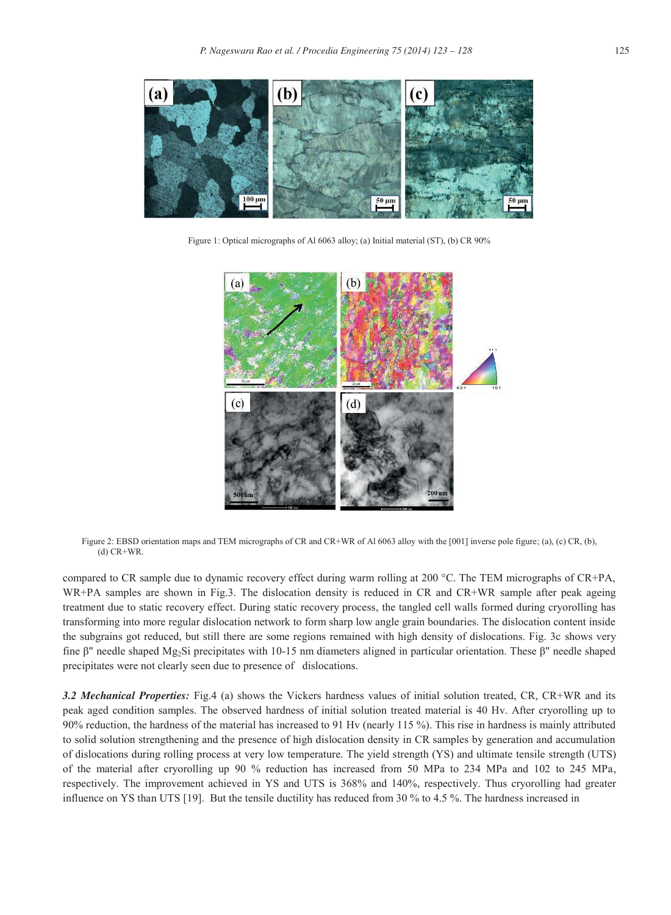Figure 1: Optical micrographs of Al 6063 alloy; (a) Initial material (ST), (b) CR 90%

Figure 2: EBSD orientation maps and TEM micrographs of CR and CR+WR of Al 6063 alloy with the [001] inverse pole figure; (a), (c) CR, (b), (d) CR+WR.

compared to CR sample due to dynamic recovery effect during warm rolling at 200 °C. The TEM micrographs of CR+PA, WR+PA samples are shown in Fig.3. The dislocation density is reduced in CR and CR+WR sample after peak ageing treatment due to static recovery effect. During static recovery process, the tangled cell walls formed during cryorolling has transforming into more regular dislocation network to form sharp low angle grain boundaries. The dislocation content inside the subgrains got reduced, but still there are some regions remained with high density of dislocations. Fig. 3c shows very fine β" needle shaped $Mg_2Si$ precipitates with 10-15 nm diameters aligned in particular orientation. These β" needle shaped precipitates were not clearly seen due to presence of dislocations.

***3.2 Mechanical Properties:*** Fig.4 (a) shows the Vickers hardness values of initial solution treated, CR, CR+WR and its peak aged condition samples. The observed hardness of initial solution treated material is 40 Hv. After cryorolling up to 90% reduction, the hardness of the material has increased to 91 Hv (nearly 115 %). This rise in hardness is mainly attributed to solid solution strengthening and the presence of high dislocation density in CR samples by generation and accumulation of dislocations during rolling process at very low temperature. The yield strength (YS) and ultimate tensile strength (UTS) of the material after cryorolling up 90 % reduction has increased from 50 MPa to 234 MPa and 102 to 245 MPa, respectively. The improvement achieved in YS and UTS is 368% and 140%, respectively. Thus cryorolling had greater influence on YS than UTS [19]. But the tensile ductility has reduced from 30 % to 4.5 %. The hardness increased in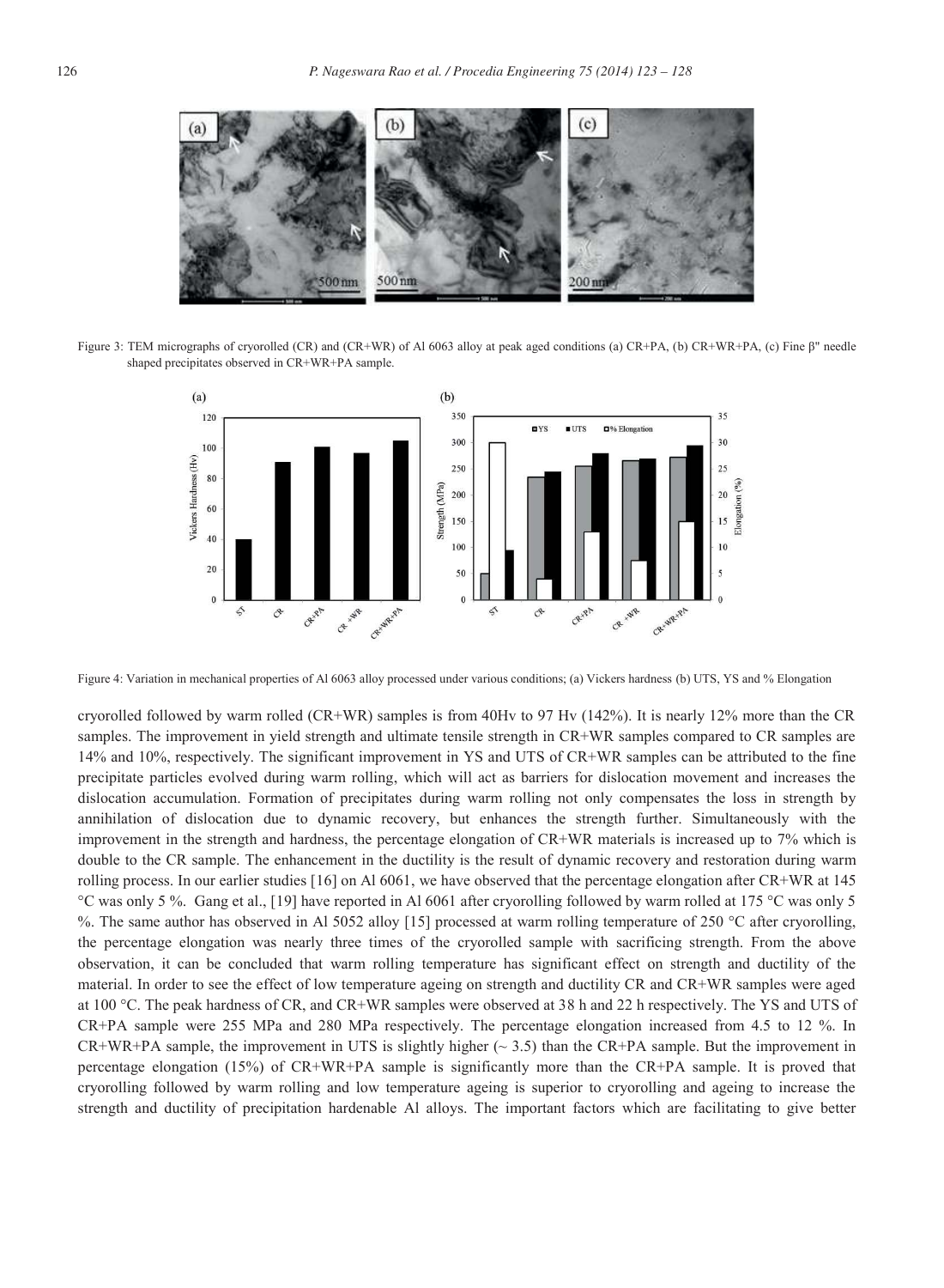Figure 3: TEM micrographs of cryorolled (CR) and (CR+WR) of Al 6063 alloy at peak aged conditions (a) CR+PA, (b) CR+WR+PA, (c) Fine β'' needle shaped precipitates observed in CR+WR+PA sample.

Figure 4: Variation in mechanical properties of Al 6063 alloy processed under various conditions; (a) Vickers hardness (b) UTS, YS and % Elongation

cryorolled followed by warm rolled (CR+WR) samples is from 40Hv to 97 Hv (142%). It is nearly 12% more than the CR samples. The improvement in yield strength and ultimate tensile strength in CR+WR samples compared to CR samples are 14% and 10%, respectively. The significant improvement in YS and UTS of CR+WR samples can be attributed to the fine precipitate particles evolved during warm rolling, which will act as barriers for dislocation movement and increases the dislocation accumulation. Formation of precipitates during warm rolling not only compensates the loss in strength by annihilation of dislocation due to dynamic recovery, but enhances the strength further. Simultaneously with the improvement in the strength and hardness, the percentage elongation of CR+WR materials is increased up to 7% which is double to the CR sample. The enhancement in the ductility is the result of dynamic recovery and restoration during warm rolling process. In our earlier studies [16] on Al 6061, we have observed that the percentage elongation after CR+WR at 145 °C was only 5 %. Gang et al., [19] have reported in Al 6061 after cryorolling followed by warm rolled at 175 °C was only 5 %. The same author has observed in Al 5052 alloy [15] processed at warm rolling temperature of 250 °C after cryorolling, the percentage elongation was nearly three times of the cryorolled sample with sacrificing strength. From the above observation, it can be concluded that warm rolling temperature has significant effect on strength and ductility of the material. In order to see the effect of low temperature ageing on strength and ductility CR and CR+WR samples were aged at 100 °C. The peak hardness of CR, and CR+WR samples were observed at 38 h and 22 h respectively. The YS and UTS of CR+PA sample were 255 MPa and 280 MPa respectively. The percentage elongation increased from 4.5 to 12 %. In CR+WR+PA sample, the improvement in UTS is slightly higher (~ 3.5) than the CR+PA sample. But the improvement in percentage elongation (15%) of CR+WR+PA sample is significantly more than the CR+PA sample. It is proved that cryorolling followed by warm rolling and low temperature ageing is superior to cryorolling and ageing to increase the strength and ductility of precipitation hardenable Al alloys. The important factors which are facilitating to give better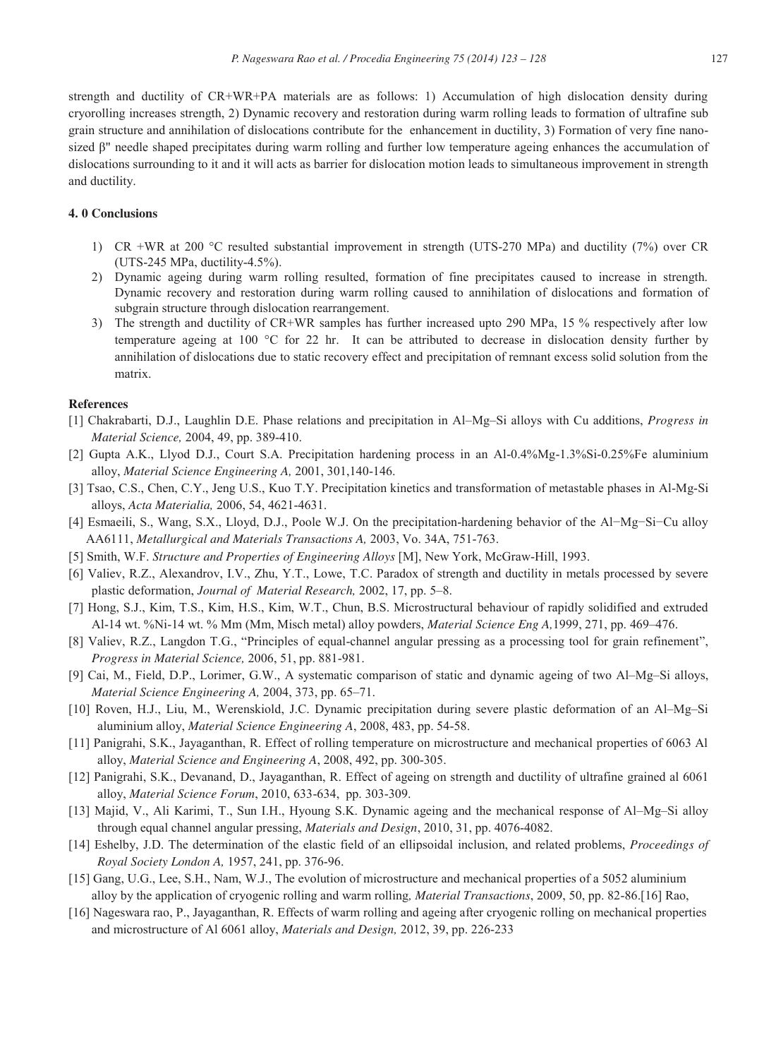strength and ductility of CR+WR+PA materials are as follows: 1) Accumulation of high dislocation density during cryorolling increases strength, 2) Dynamic recovery and restoration during warm rolling leads to formation of ultrafine sub grain structure and annihilation of dislocations contribute for the enhancement in ductility, 3) Formation of very fine nano-sized β" needle shaped precipitates during warm rolling and further low temperature ageing enhances the accumulation of dislocations surrounding to it and it will acts as barrier for dislocation motion leads to simultaneous improvement in strength and ductility.

## 4. 0 Conclusions

1) CR +WR at 200 °C resulted substantial improvement in strength (UTS-270 MPa) and ductility (7%) over CR (UTS-245 MPa, ductility-4.5%).
2) Dynamic ageing during warm rolling resulted, formation of fine precipitates caused to increase in strength. Dynamic recovery and restoration during warm rolling caused to annihilation of dislocations and formation of subgrain structure through dislocation rearrangement.
3) The strength and ductility of CR+WR samples has further increased upto 290 MPa, 15 % respectively after low temperature ageing at 100 °C for 22 hr. It can be attributed to decrease in dislocation density further by annihilation of dislocations due to static recovery effect and precipitation of remnant excess solid solution from the matrix.

## References

[1] Chakrabarti, D.J., Laughlin D.E. Phase relations and precipitation in Al–Mg–Si alloys with Cu additions, *Progress in Material Science,* 2004, 49, pp. 389-410.

[2] Gupta A.K., Llyod D.J., Court S.A. Precipitation hardening process in an Al-0.4%Mg-1.3%Si-0.25%Fe aluminium alloy, *Material Science Engineering A,* 2001, 301,140-146.

[3] Tsao, C.S., Chen, C.Y., Jeng U.S., Kuo T.Y. Precipitation kinetics and transformation of metastable phases in Al-Mg-Si alloys, *Acta Materialia,* 2006, 54, 4621-4631.

[4] Esmaeili, S., Wang, S.X., Lloyd, D.J., Poole W.J. On the precipitation-hardening behavior of the Al−Mg−Si−Cu alloy AA6111, *Metallurgical and Materials Transactions A,* 2003, Vo. 34A, 751-763.

[5] Smith, W.F. *Structure and Properties of Engineering Alloys* [M], New York, McGraw-Hill, 1993.

[6] Valiev, R.Z., Alexandrov, I.V., Zhu, Y.T., Lowe, T.C. Paradox of strength and ductility in metals processed by severe plastic deformation, *Journal of Material Research,* 2002, 17, pp. 5–8.

[7] Hong, S.J., Kim, T.S., Kim, H.S., Kim, W.T., Chun, B.S. Microstructural behaviour of rapidly solidified and extruded Al-14 wt. %Ni-14 wt. % Mm (Mm, Misch metal) alloy powders, *Material Science Eng A,*1999, 271, pp. 469–476.

[8] Valiev, R.Z., Langdon T.G., "Principles of equal-channel angular pressing as a processing tool for grain refinement", *Progress in Material Science,* 2006, 51, pp. 881-981.

[9] Cai, M., Field, D.P., Lorimer, G.W., A systematic comparison of static and dynamic ageing of two Al–Mg–Si alloys, *Material Science Engineering A,* 2004, 373, pp. 65–71.

[10] Roven, H.J., Liu, M., Werenskiold, J.C. Dynamic precipitation during severe plastic deformation of an Al–Mg–Si aluminium alloy, *Material Science Engineering A*, 2008, 483, pp. 54-58.

[11] Panigrahi, S.K., Jayaganthan, R. Effect of rolling temperature on microstructure and mechanical properties of 6063 Al alloy, *Material Science and Engineering A*, 2008, 492, pp. 300-305.

[12] Panigrahi, S.K., Devanand, D., Jayaganthan, R. Effect of ageing on strength and ductility of ultrafine grained al 6061 alloy, *Material Science Forum*, 2010, 633-634, pp. 303-309.

[13] Majid, V., Ali Karimi, T., Sun I.H., Hyoung S.K. Dynamic ageing and the mechanical response of Al–Mg–Si alloy through equal channel angular pressing, *Materials and Design*, 2010, 31, pp. 4076-4082.

[14] Eshelby, J.D. The determination of the elastic field of an ellipsoidal inclusion, and related problems, *Proceedings of Royal Society London A,* 1957, 241, pp. 376-96.

[15] Gang, U.G., Lee, S.H., Nam, W.J., The evolution of microstructure and mechanical properties of a 5052 aluminium alloy by the application of cryogenic rolling and warm rolling*, Material Transactions*, 2009, 50, pp. 82-86.[16] Rao,

[16] Nageswara rao, P., Jayaganthan, R. Effects of warm rolling and ageing after cryogenic rolling on mechanical properties and microstructure of Al 6061 alloy, *Materials and Design,* 2012, 39, pp. 226-233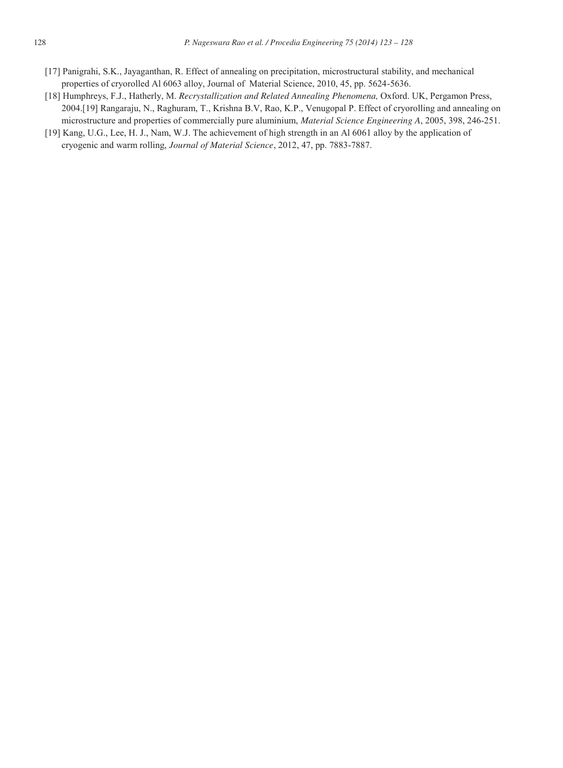[17] Panigrahi, S.K., Jayaganthan, R. Effect of annealing on precipitation, microstructural stability, and mechanical properties of cryorolled Al 6063 alloy, Journal of Material Science, 2010, 45, pp. 5624-5636.

[18] Humphreys, F.J., Hatherly, M. *Recrystallization and Related Annealing Phenomena,* Oxford. UK, Pergamon Press, 2004.[19] Rangaraju, N., Raghuram, T., Krishna B.V, Rao, K.P., Venugopal P. Effect of cryorolling and annealing on microstructure and properties of commercially pure aluminium, *Material Science Engineering A*, 2005, 398, 246-251.

[19] Kang, U.G., Lee, H. J., Nam, W.J. The achievement of high strength in an Al 6061 alloy by the application of cryogenic and warm rolling, *Journal of Material Science*, 2012, 47, pp. 7883-7887.